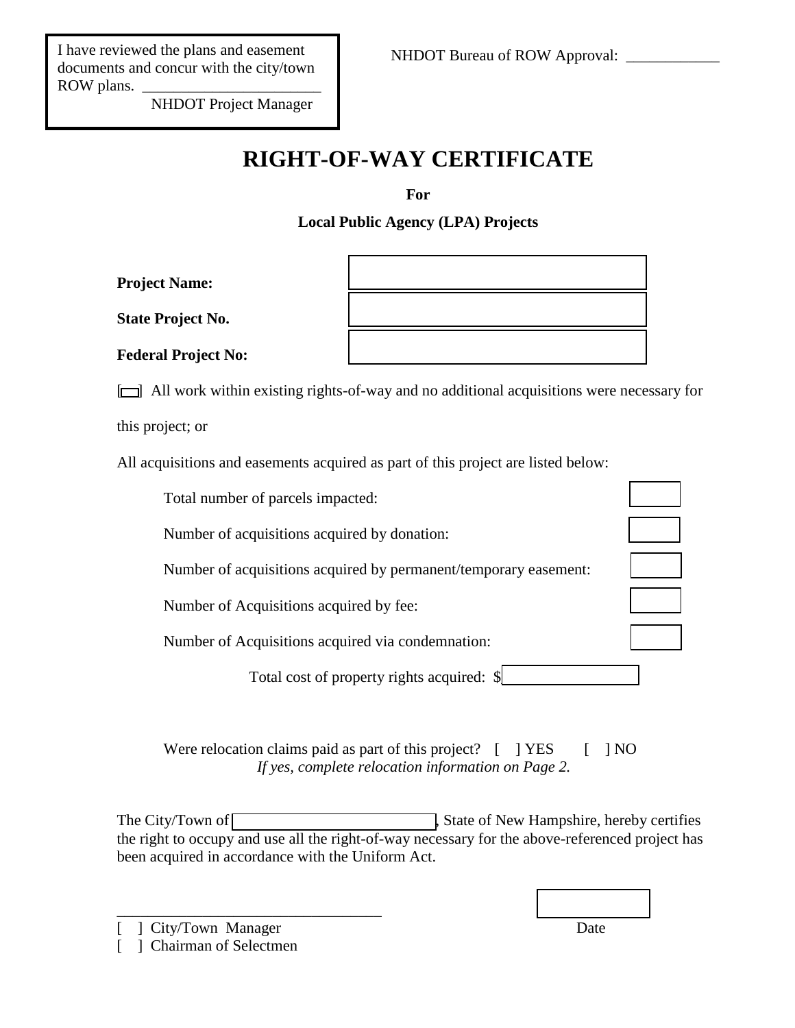I have reviewed the plans and easement documents and concur with the city/town ROW plans. _______________________
NHDOT Project Manager

NHDOT Bureau of ROW Approval: ____________

# RIGHT-OF-WAY CERTIFICATE

**For**

**Local Public Agency (LPA) Projects**

**Project Name:**

**State Project No.**

**Federal Project No:**

[ ] All work within existing rights-of-way and no additional acquisitions were necessary for this project; or

All acquisitions and easements acquired as part of this project are listed below:

Total number of parcels impacted:

Number of acquisitions acquired by donation:

Number of acquisitions acquired by permanent/temporary easement:

Number of Acquisitions acquired by fee:

Number of Acquisitions acquired via condemnation:

Total cost of property rights acquired: $

Were relocation claims paid as part of this project? [ ] YES [ ] NO
*If yes, complete relocation information on Page 2.*

The City/Town of ____________, State of New Hampshire, hereby certifies the right to occupy and use all the right-of-way necessary for the above-referenced project has been acquired in accordance with the Uniform Act.

___________________________________
[ ] City/Town Manager
[ ] Chairman of Selectmen

Date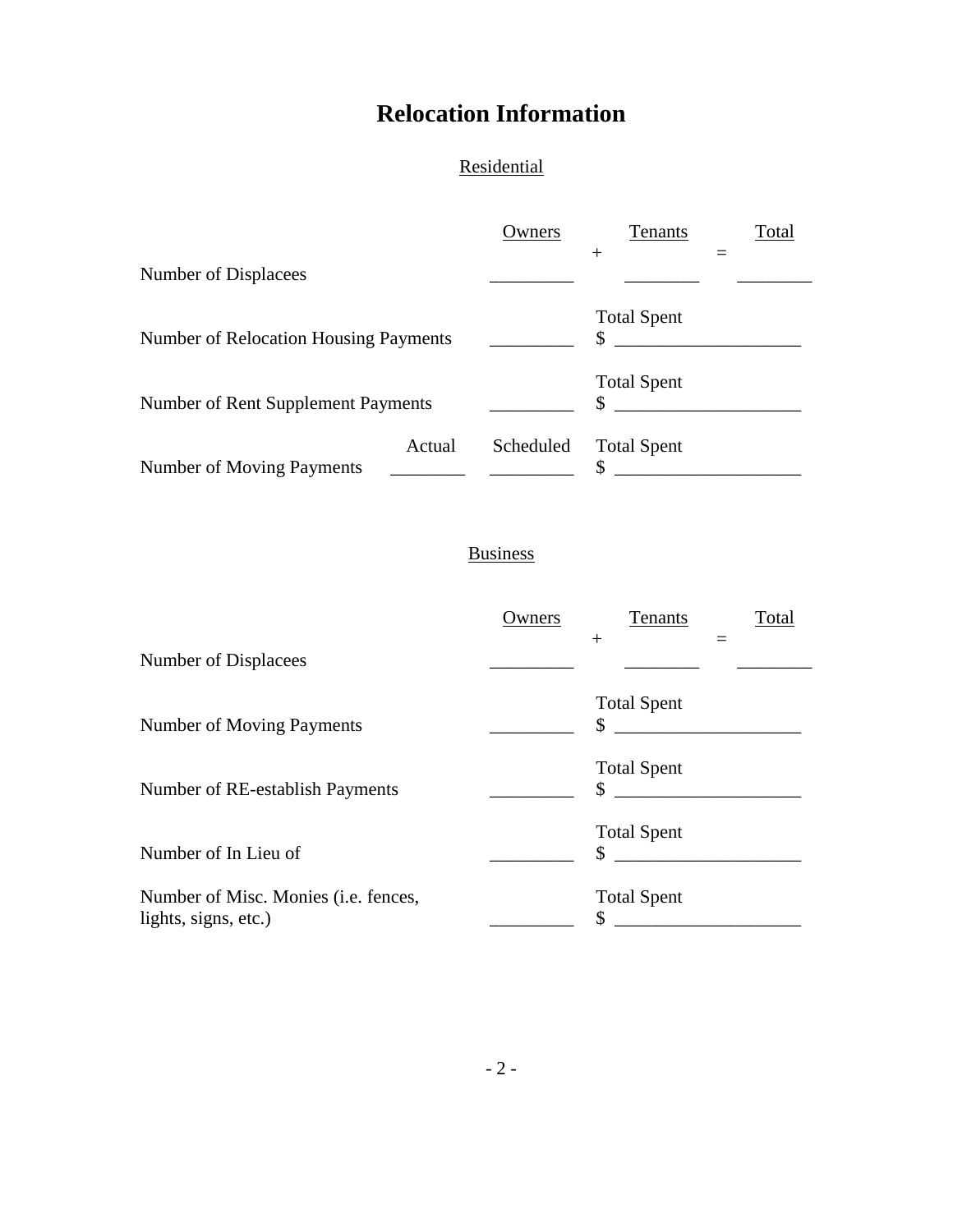# Relocation Information

## Residential

| | | Owners | + Tenants | = Total |
|---|---|---|---|---|
| Number of Displacees | | _________ | ________ | ________ |
| Number of Relocation Housing Payments | | _________ | Total Spent $ ____________________ | |
| Number of Rent Supplement Payments | | _________ | Total Spent $ ____________________ | |
| Number of Moving Payments | Actual ________ | Scheduled _________ | Total Spent $ ____________________ | |

## Business

| | Owners | + Tenants | = Total |
|---|---|---|---|
| Number of Displacees | _________ | ________ | ________ |
| Number of Moving Payments | _________ | Total Spent $ ____________________ | |
| Number of RE-establish Payments | _________ | Total Spent $ ____________________ | |
| Number of In Lieu of | _________ | Total Spent $ ____________________ | |
| Number of Misc. Monies (i.e. fences, lights, signs, etc.) | _________ | Total Spent $ ____________________ | |